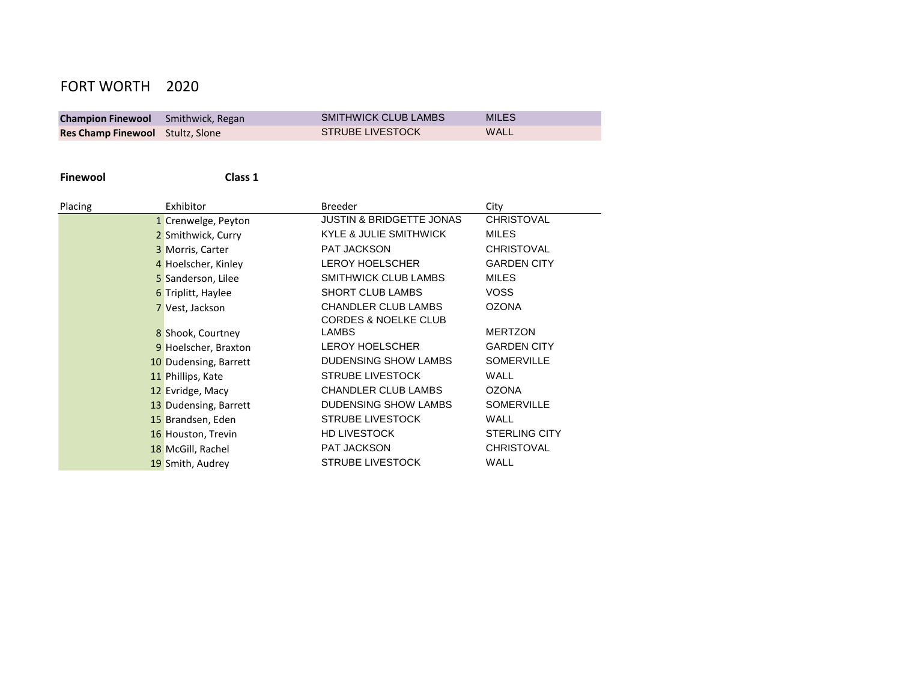# FORT WORTH 2020

| | | | |
|---|---|---|---|
| **Champion Finewool** | Smithwick, Regan | SMITHWICK CLUB LAMBS | MILES |
| **Res Champ Finewool** | Stultz, Slone | STRUBE LIVESTOCK | WALL |

**Finewool** **Class 1**

| Placing | Exhibitor | Breeder | City |
|---|---|---|---|
| 1 | Crenwelge, Peyton | JUSTIN & BRIDGETTE JONAS | CHRISTOVAL |
| 2 | Smithwick, Curry | KYLE & JULIE SMITHWICK | MILES |
| 3 | Morris, Carter | PAT JACKSON | CHRISTOVAL |
| 4 | Hoelscher, Kinley | LEROY HOELSCHER | GARDEN CITY |
| 5 | Sanderson, Lilee | SMITHWICK CLUB LAMBS | MILES |
| 6 | Triplitt, Haylee | SHORT CLUB LAMBS | VOSS |
| 7 | Vest, Jackson | CHANDLER CLUB LAMBS | OZONA |
| 8 | Shook, Courtney | CORDES & NOELKE CLUB LAMBS | MERTZON |
| 9 | Hoelscher, Braxton | LEROY HOELSCHER | GARDEN CITY |
| 10 | Dudensing, Barrett | DUDENSING SHOW LAMBS | SOMERVILLE |
| 11 | Phillips, Kate | STRUBE LIVESTOCK | WALL |
| 12 | Evridge, Macy | CHANDLER CLUB LAMBS | OZONA |
| 13 | Dudensing, Barrett | DUDENSING SHOW LAMBS | SOMERVILLE |
| 15 | Brandsen, Eden | STRUBE LIVESTOCK | WALL |
| 16 | Houston, Trevin | HD LIVESTOCK | STERLING CITY |
| 18 | McGill, Rachel | PAT JACKSON | CHRISTOVAL |
| 19 | Smith, Audrey | STRUBE LIVESTOCK | WALL |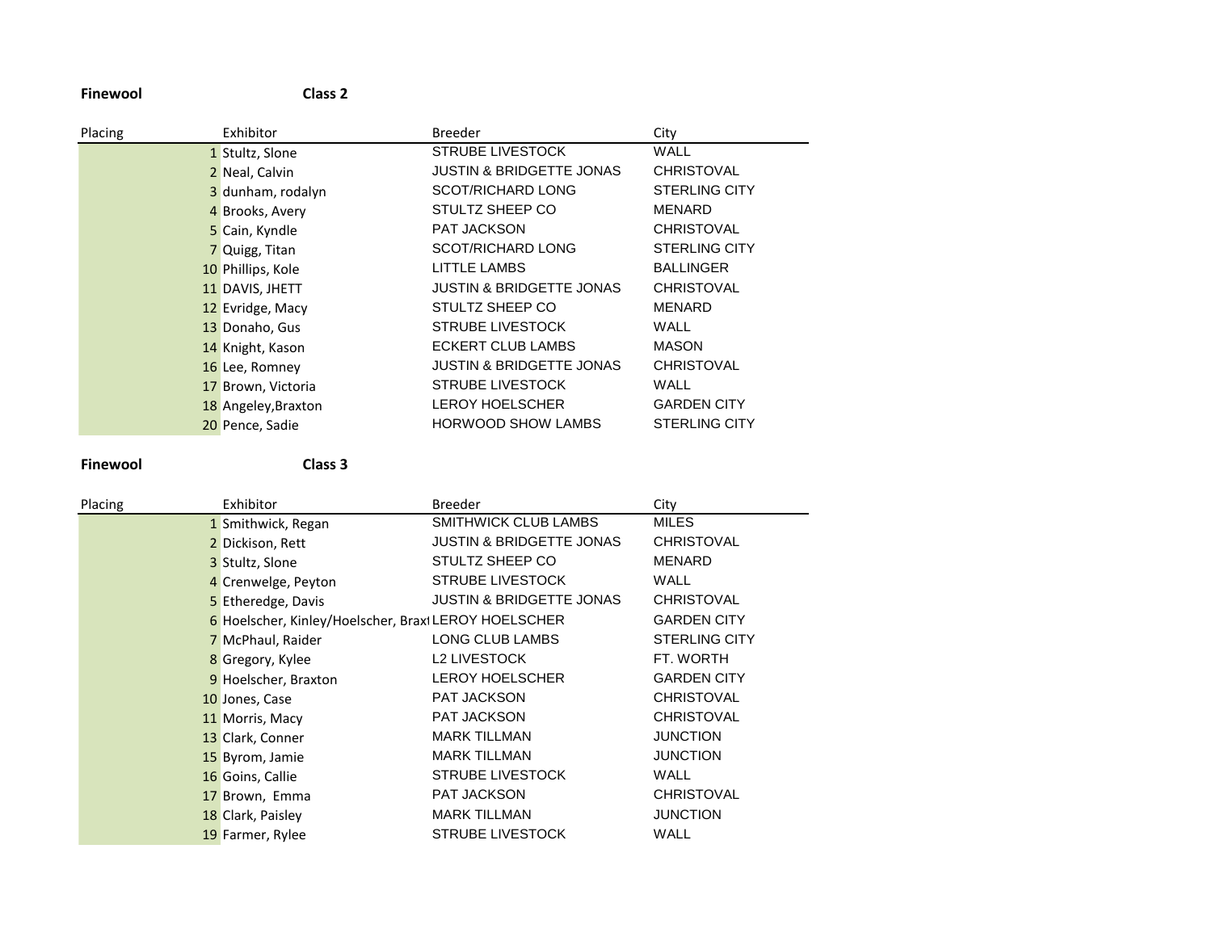**Finewool** **Class 2**

| Placing | Exhibitor | Breeder | City |
|---|---|---|---|
| 1 | Stultz, Slone | STRUBE LIVESTOCK | WALL |
| 2 | Neal, Calvin | JUSTIN & BRIDGETTE JONAS | CHRISTOVAL |
| 3 | dunham, rodalyn | SCOT/RICHARD LONG | STERLING CITY |
| 4 | Brooks, Avery | STULTZ SHEEP CO | MENARD |
| 5 | Cain, Kyndle | PAT JACKSON | CHRISTOVAL |
| 7 | Quigg, Titan | SCOT/RICHARD LONG | STERLING CITY |
| 10 | Phillips, Kole | LITTLE LAMBS | BALLINGER |
| 11 | DAVIS, JHETT | JUSTIN & BRIDGETTE JONAS | CHRISTOVAL |
| 12 | Evridge, Macy | STULTZ SHEEP CO | MENARD |
| 13 | Donaho, Gus | STRUBE LIVESTOCK | WALL |
| 14 | Knight, Kason | ECKERT CLUB LAMBS | MASON |
| 16 | Lee, Romney | JUSTIN & BRIDGETTE JONAS | CHRISTOVAL |
| 17 | Brown, Victoria | STRUBE LIVESTOCK | WALL |
| 18 | Angeley,Braxton | LEROY HOELSCHER | GARDEN CITY |
| 20 | Pence, Sadie | HORWOOD SHOW LAMBS | STERLING CITY |

**Finewool** **Class 3**

| Placing | Exhibitor | Breeder | City |
|---|---|---|---|
| 1 | Smithwick, Regan | SMITHWICK CLUB LAMBS | MILES |
| 2 | Dickison, Rett | JUSTIN & BRIDGETTE JONAS | CHRISTOVAL |
| 3 | Stultz, Slone | STULTZ SHEEP CO | MENARD |
| 4 | Crenwelge, Peyton | STRUBE LIVESTOCK | WALL |
| 5 | Etheredge, Davis | JUSTIN & BRIDGETTE JONAS | CHRISTOVAL |
| 6 | Hoelscher, Kinley/Hoelscher, Braxt | LEROY HOELSCHER | GARDEN CITY |
| 7 | McPhaul, Raider | LONG CLUB LAMBS | STERLING CITY |
| 8 | Gregory, Kylee | L2 LIVESTOCK | FT. WORTH |
| 9 | Hoelscher, Braxton | LEROY HOELSCHER | GARDEN CITY |
| 10 | Jones, Case | PAT JACKSON | CHRISTOVAL |
| 11 | Morris, Macy | PAT JACKSON | CHRISTOVAL |
| 13 | Clark, Conner | MARK TILLMAN | JUNCTION |
| 15 | Byrom, Jamie | MARK TILLMAN | JUNCTION |
| 16 | Goins, Callie | STRUBE LIVESTOCK | WALL |
| 17 | Brown, Emma | PAT JACKSON | CHRISTOVAL |
| 18 | Clark, Paisley | MARK TILLMAN | JUNCTION |
| 19 | Farmer, Rylee | STRUBE LIVESTOCK | WALL |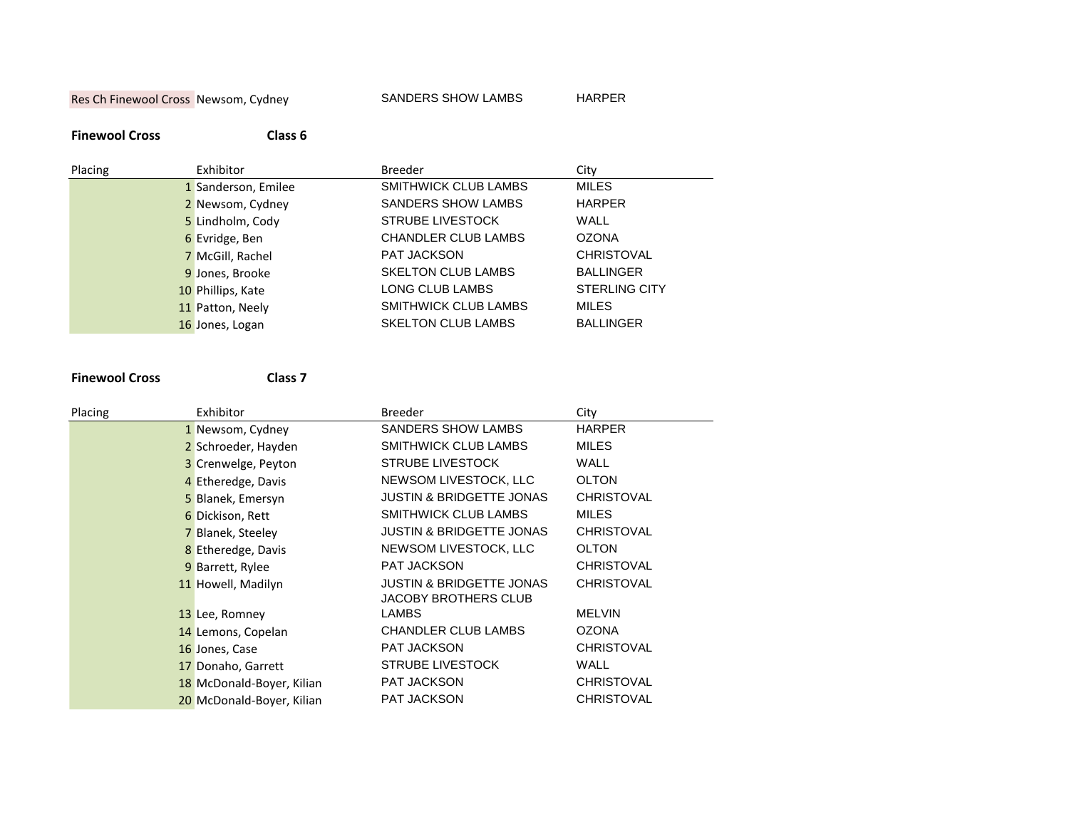| Res Ch Finewool Cross | Newsom, Cydney | SANDERS SHOW LAMBS | HARPER |
|---|---|---|---|

**Finewool Cross** **Class 6**

| Placing | Exhibitor | Breeder | City |
|---|---|---|---|
| 1 | Sanderson, Emilee | SMITHWICK CLUB LAMBS | MILES |
| 2 | Newsom, Cydney | SANDERS SHOW LAMBS | HARPER |
| 5 | Lindholm, Cody | STRUBE LIVESTOCK | WALL |
| 6 | Evridge, Ben | CHANDLER CLUB LAMBS | OZONA |
| 7 | McGill, Rachel | PAT JACKSON | CHRISTOVAL |
| 9 | Jones, Brooke | SKELTON CLUB LAMBS | BALLINGER |
| 10 | Phillips, Kate | LONG CLUB LAMBS | STERLING CITY |
| 11 | Patton, Neely | SMITHWICK CLUB LAMBS | MILES |
| 16 | Jones, Logan | SKELTON CLUB LAMBS | BALLINGER |

**Finewool Cross** **Class 7**

| Placing | Exhibitor | Breeder | City |
|---|---|---|---|
| 1 | Newsom, Cydney | SANDERS SHOW LAMBS | HARPER |
| 2 | Schroeder, Hayden | SMITHWICK CLUB LAMBS | MILES |
| 3 | Crenwelge, Peyton | STRUBE LIVESTOCK | WALL |
| 4 | Etheredge, Davis | NEWSOM LIVESTOCK, LLC | OLTON |
| 5 | Blanek, Emersyn | JUSTIN & BRIDGETTE JONAS | CHRISTOVAL |
| 6 | Dickison, Rett | SMITHWICK CLUB LAMBS | MILES |
| 7 | Blanek, Steeley | JUSTIN & BRIDGETTE JONAS | CHRISTOVAL |
| 8 | Etheredge, Davis | NEWSOM LIVESTOCK, LLC | OLTON |
| 9 | Barrett, Rylee | PAT JACKSON | CHRISTOVAL |
| 11 | Howell, Madilyn | JUSTIN & BRIDGETTE JONAS | CHRISTOVAL |
| 13 | Lee, Romney | JACOBY BROTHERS CLUB LAMBS | MELVIN |
| 14 | Lemons, Copelan | CHANDLER CLUB LAMBS | OZONA |
| 16 | Jones, Case | PAT JACKSON | CHRISTOVAL |
| 17 | Donaho, Garrett | STRUBE LIVESTOCK | WALL |
| 18 | McDonald-Boyer, Kilian | PAT JACKSON | CHRISTOVAL |
| 20 | McDonald-Boyer, Kilian | PAT JACKSON | CHRISTOVAL |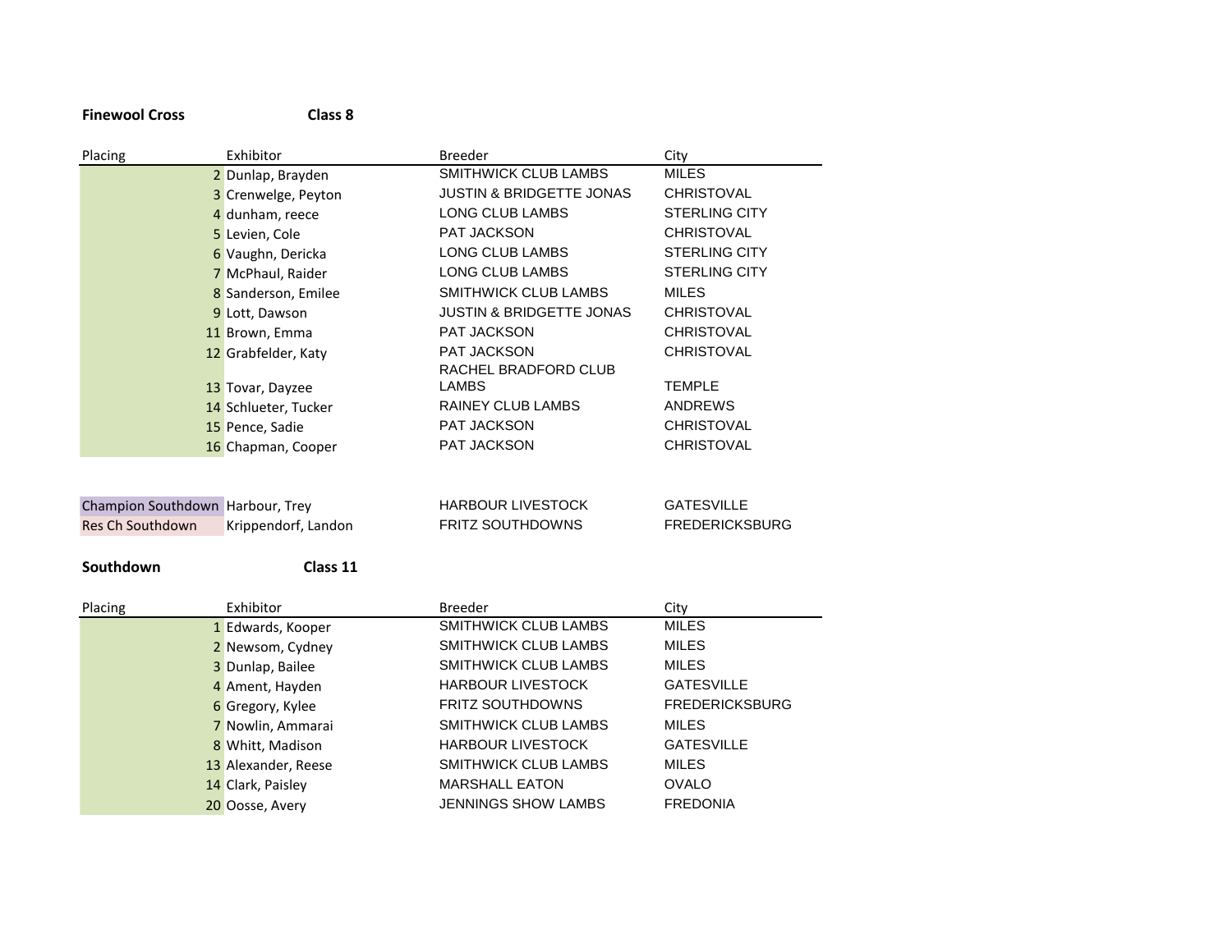**Finewool Cross** **Class 8**

| Placing | Exhibitor | Breeder | City |
|---|---|---|---|
| 2 | Dunlap, Brayden | SMITHWICK CLUB LAMBS | MILES |
| 3 | Crenwelge, Peyton | JUSTIN & BRIDGETTE JONAS | CHRISTOVAL |
| 4 | dunham, reece | LONG CLUB LAMBS | STERLING CITY |
| 5 | Levien, Cole | PAT JACKSON | CHRISTOVAL |
| 6 | Vaughn, Dericka | LONG CLUB LAMBS | STERLING CITY |
| 7 | McPhaul, Raider | LONG CLUB LAMBS | STERLING CITY |
| 8 | Sanderson, Emilee | SMITHWICK CLUB LAMBS | MILES |
| 9 | Lott, Dawson | JUSTIN & BRIDGETTE JONAS | CHRISTOVAL |
| 11 | Brown, Emma | PAT JACKSON | CHRISTOVAL |
| 12 | Grabfelder, Katy | PAT JACKSON | CHRISTOVAL |
| 13 | Tovar, Dayzee | RACHEL BRADFORD CLUB LAMBS | TEMPLE |
| 14 | Schlueter, Tucker | RAINEY CLUB LAMBS | ANDREWS |
| 15 | Pence, Sadie | PAT JACKSON | CHRISTOVAL |
| 16 | Chapman, Cooper | PAT JACKSON | CHRISTOVAL |

| | | | |
|---|---|---|---|
| Champion Southdown | Harbour, Trey | HARBOUR LIVESTOCK | GATESVILLE |
| Res Ch Southdown | Krippendorf, Landon | FRITZ SOUTHDOWNS | FREDERICKSBURG |

**Southdown** **Class 11**

| Placing | Exhibitor | Breeder | City |
|---|---|---|---|
| 1 | Edwards, Kooper | SMITHWICK CLUB LAMBS | MILES |
| 2 | Newsom, Cydney | SMITHWICK CLUB LAMBS | MILES |
| 3 | Dunlap, Bailee | SMITHWICK CLUB LAMBS | MILES |
| 4 | Ament, Hayden | HARBOUR LIVESTOCK | GATESVILLE |
| 6 | Gregory, Kylee | FRITZ SOUTHDOWNS | FREDERICKSBURG |
| 7 | Nowlin, Ammarai | SMITHWICK CLUB LAMBS | MILES |
| 8 | Whitt, Madison | HARBOUR LIVESTOCK | GATESVILLE |
| 13 | Alexander, Reese | SMITHWICK CLUB LAMBS | MILES |
| 14 | Clark, Paisley | MARSHALL EATON | OVALO |
| 20 | Oosse, Avery | JENNINGS SHOW LAMBS | FREDONIA |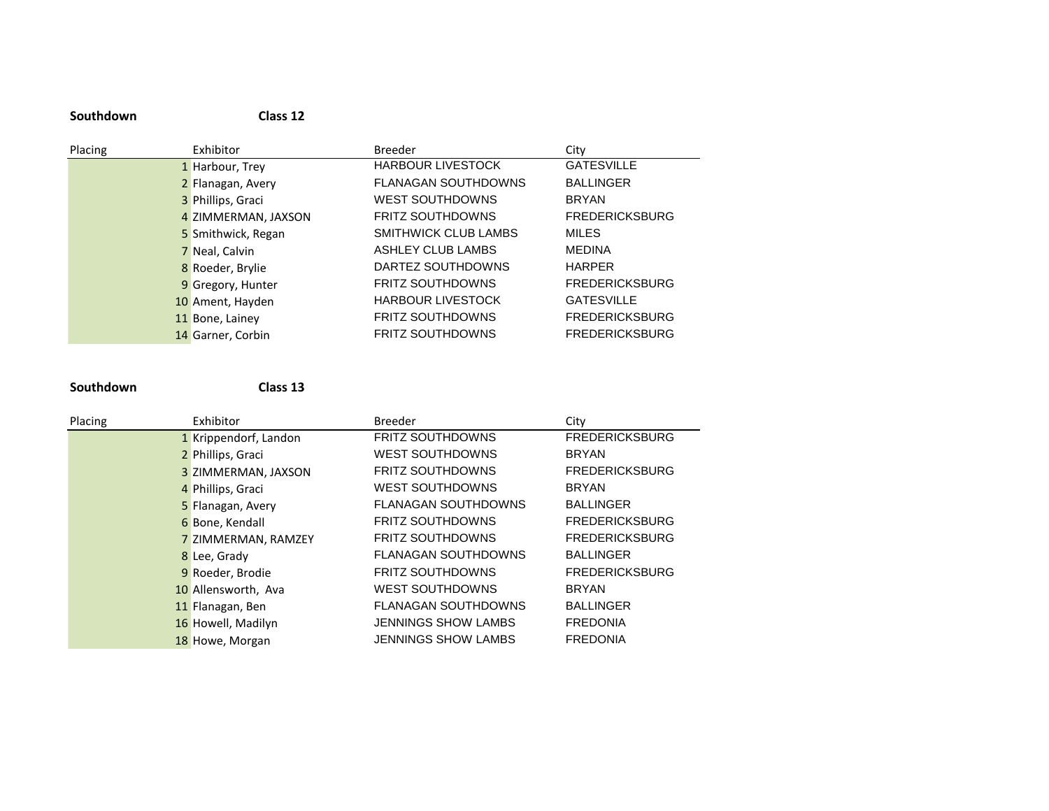**Southdown** **Class 12**

| Placing | Exhibitor | Breeder | City |
|---|---|---|---|
| 1 | Harbour, Trey | HARBOUR LIVESTOCK | GATESVILLE |
| 2 | Flanagan, Avery | FLANAGAN SOUTHDOWNS | BALLINGER |
| 3 | Phillips, Graci | WEST SOUTHDOWNS | BRYAN |
| 4 | ZIMMERMAN, JAXSON | FRITZ SOUTHDOWNS | FREDERICKSBURG |
| 5 | Smithwick, Regan | SMITHWICK CLUB LAMBS | MILES |
| 7 | Neal, Calvin | ASHLEY CLUB LAMBS | MEDINA |
| 8 | Roeder, Brylie | DARTEZ SOUTHDOWNS | HARPER |
| 9 | Gregory, Hunter | FRITZ SOUTHDOWNS | FREDERICKSBURG |
| 10 | Ament, Hayden | HARBOUR LIVESTOCK | GATESVILLE |
| 11 | Bone, Lainey | FRITZ SOUTHDOWNS | FREDERICKSBURG |
| 14 | Garner, Corbin | FRITZ SOUTHDOWNS | FREDERICKSBURG |

**Southdown** **Class 13**

| Placing | Exhibitor | Breeder | City |
|---|---|---|---|
| 1 | Krippendorf, Landon | FRITZ SOUTHDOWNS | FREDERICKSBURG |
| 2 | Phillips, Graci | WEST SOUTHDOWNS | BRYAN |
| 3 | ZIMMERMAN, JAXSON | FRITZ SOUTHDOWNS | FREDERICKSBURG |
| 4 | Phillips, Graci | WEST SOUTHDOWNS | BRYAN |
| 5 | Flanagan, Avery | FLANAGAN SOUTHDOWNS | BALLINGER |
| 6 | Bone, Kendall | FRITZ SOUTHDOWNS | FREDERICKSBURG |
| 7 | ZIMMERMAN, RAMZEY | FRITZ SOUTHDOWNS | FREDERICKSBURG |
| 8 | Lee, Grady | FLANAGAN SOUTHDOWNS | BALLINGER |
| 9 | Roeder, Brodie | FRITZ SOUTHDOWNS | FREDERICKSBURG |
| 10 | Allensworth, Ava | WEST SOUTHDOWNS | BRYAN |
| 11 | Flanagan, Ben | FLANAGAN SOUTHDOWNS | BALLINGER |
| 16 | Howell, Madilyn | JENNINGS SHOW LAMBS | FREDONIA |
| 18 | Howe, Morgan | JENNINGS SHOW LAMBS | FREDONIA |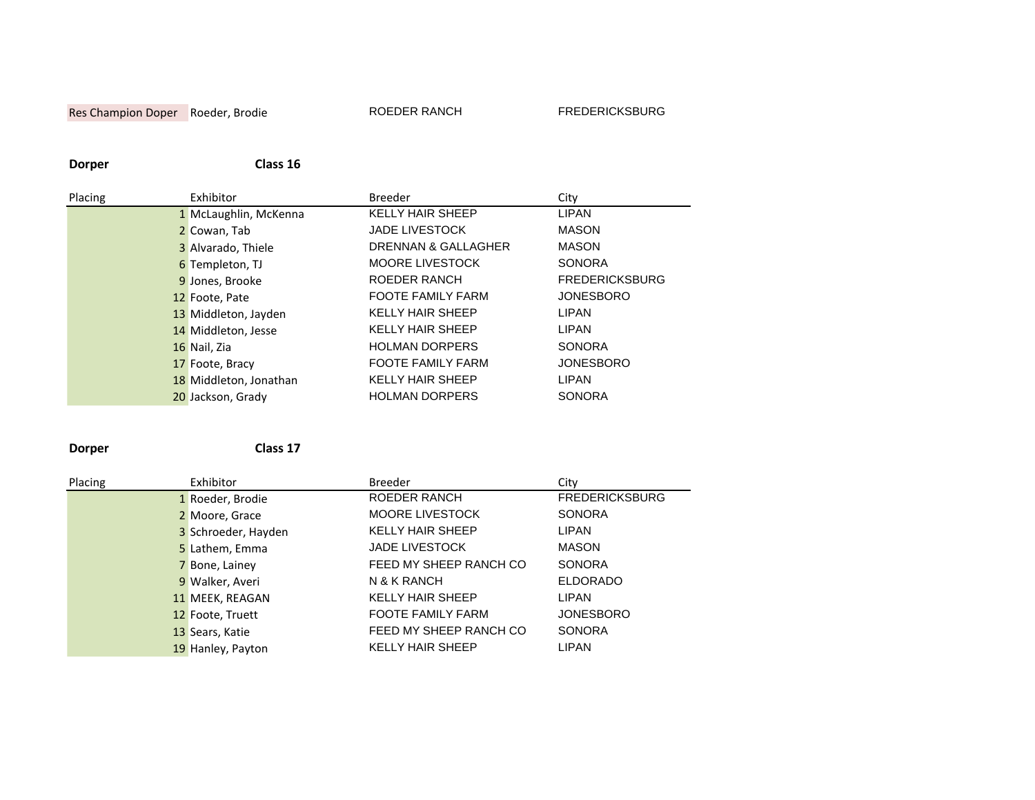| Res Champion Doper | Roeder, Brodie | ROEDER RANCH | FREDERICKSBURG |
|---|---|---|---|

**Dorper** **Class 16**

| Placing | Exhibitor | Breeder | City |
|---|---|---|---|
| 1 | McLaughlin, McKenna | KELLY HAIR SHEEP | LIPAN |
| 2 | Cowan, Tab | JADE LIVESTOCK | MASON |
| 3 | Alvarado, Thiele | DRENNAN & GALLAGHER | MASON |
| 6 | Templeton, TJ | MOORE LIVESTOCK | SONORA |
| 9 | Jones, Brooke | ROEDER RANCH | FREDERICKSBURG |
| 12 | Foote, Pate | FOOTE FAMILY FARM | JONESBORO |
| 13 | Middleton, Jayden | KELLY HAIR SHEEP | LIPAN |
| 14 | Middleton, Jesse | KELLY HAIR SHEEP | LIPAN |
| 16 | Nail, Zia | HOLMAN DORPERS | SONORA |
| 17 | Foote, Bracy | FOOTE FAMILY FARM | JONESBORO |
| 18 | Middleton, Jonathan | KELLY HAIR SHEEP | LIPAN |
| 20 | Jackson, Grady | HOLMAN DORPERS | SONORA |

**Dorper** **Class 17**

| Placing | Exhibitor | Breeder | City |
|---|---|---|---|
| 1 | Roeder, Brodie | ROEDER RANCH | FREDERICKSBURG |
| 2 | Moore, Grace | MOORE LIVESTOCK | SONORA |
| 3 | Schroeder, Hayden | KELLY HAIR SHEEP | LIPAN |
| 5 | Lathem, Emma | JADE LIVESTOCK | MASON |
| 7 | Bone, Lainey | FEED MY SHEEP RANCH CO | SONORA |
| 9 | Walker, Averi | N & K RANCH | ELDORADO |
| 11 | MEEK, REAGAN | KELLY HAIR SHEEP | LIPAN |
| 12 | Foote, Truett | FOOTE FAMILY FARM | JONESBORO |
| 13 | Sears, Katie | FEED MY SHEEP RANCH CO | SONORA |
| 19 | Hanley, Payton | KELLY HAIR SHEEP | LIPAN |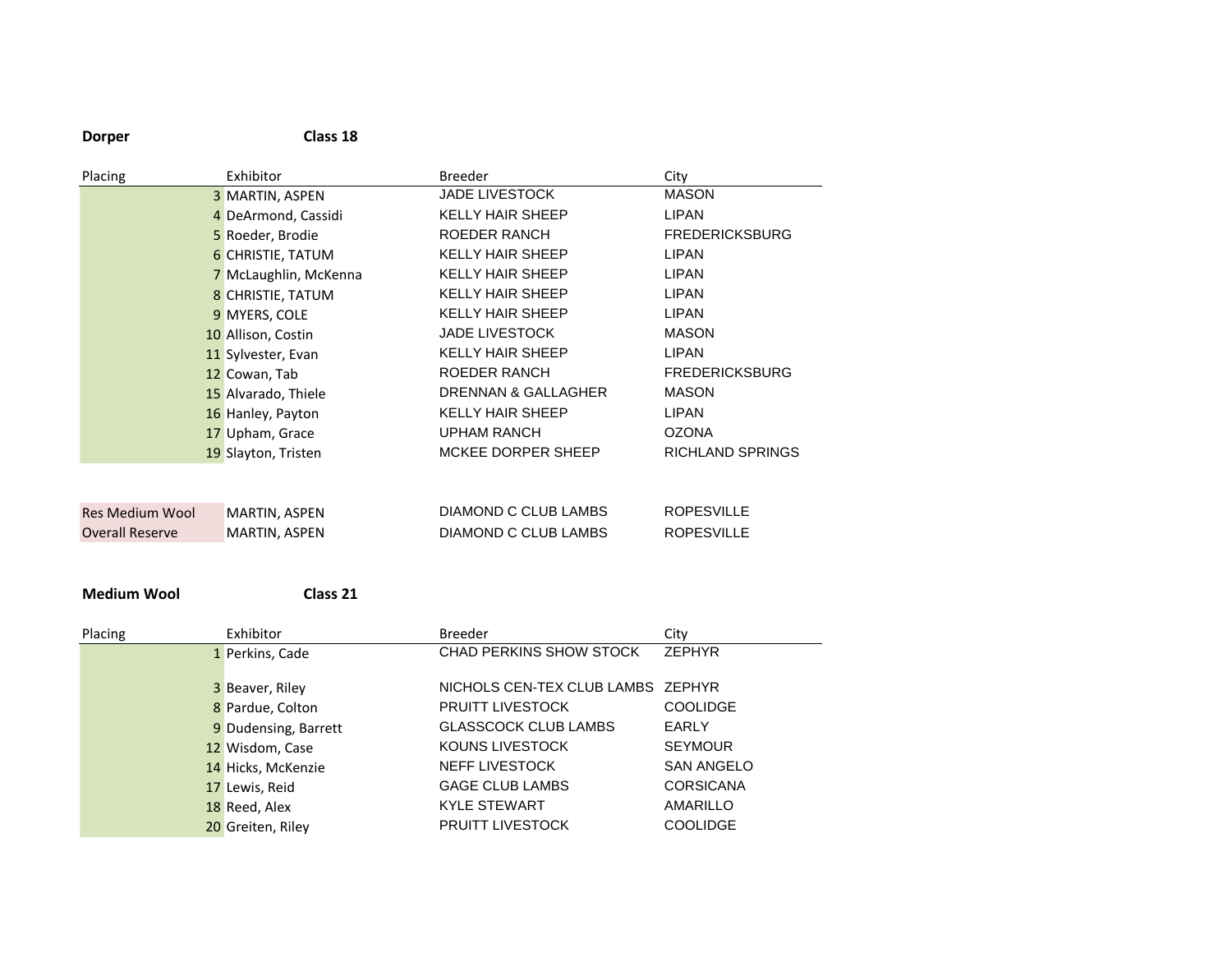**Dorper** **Class 18**

| Placing | Exhibitor | Breeder | City |
| --- | --- | --- | --- |
| 3 | MARTIN, ASPEN | JADE LIVESTOCK | MASON |
| 4 | DeArmond, Cassidi | KELLY HAIR SHEEP | LIPAN |
| 5 | Roeder, Brodie | ROEDER RANCH | FREDERICKSBURG |
| 6 | CHRISTIE, TATUM | KELLY HAIR SHEEP | LIPAN |
| 7 | McLaughlin, McKenna | KELLY HAIR SHEEP | LIPAN |
| 8 | CHRISTIE, TATUM | KELLY HAIR SHEEP | LIPAN |
| 9 | MYERS, COLE | KELLY HAIR SHEEP | LIPAN |
| 10 | Allison, Costin | JADE LIVESTOCK | MASON |
| 11 | Sylvester, Evan | KELLY HAIR SHEEP | LIPAN |
| 12 | Cowan, Tab | ROEDER RANCH | FREDERICKSBURG |
| 15 | Alvarado, Thiele | DRENNAN & GALLAGHER | MASON |
| 16 | Hanley, Payton | KELLY HAIR SHEEP | LIPAN |
| 17 | Upham, Grace | UPHAM RANCH | OZONA |
| 19 | Slayton, Tristen | MCKEE DORPER SHEEP | RICHLAND SPRINGS |

| | | | |
| --- | --- | --- | --- |
| Res Medium Wool | MARTIN, ASPEN | DIAMOND C CLUB LAMBS | ROPESVILLE |
| Overall Reserve | MARTIN, ASPEN | DIAMOND C CLUB LAMBS | ROPESVILLE |

**Medium Wool** **Class 21**

| Placing | Exhibitor | Breeder | City |
| --- | --- | --- | --- |
| 1 | Perkins, Cade | CHAD PERKINS SHOW STOCK | ZEPHYR |
| 3 | Beaver, Riley | NICHOLS CEN-TEX CLUB LAMBS | ZEPHYR |
| 8 | Pardue, Colton | PRUITT LIVESTOCK | COOLIDGE |
| 9 | Dudensing, Barrett | GLASSCOCK CLUB LAMBS | EARLY |
| 12 | Wisdom, Case | KOUNS LIVESTOCK | SEYMOUR |
| 14 | Hicks, McKenzie | NEFF LIVESTOCK | SAN ANGELO |
| 17 | Lewis, Reid | GAGE CLUB LAMBS | CORSICANA |
| 18 | Reed, Alex | KYLE STEWART | AMARILLO |
| 20 | Greiten, Riley | PRUITT LIVESTOCK | COOLIDGE |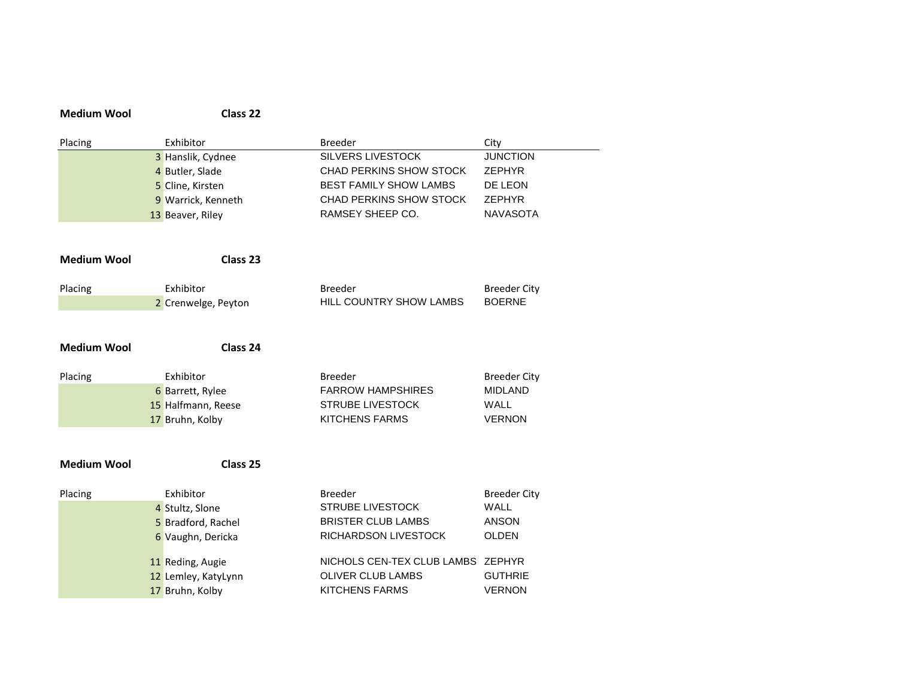**Medium Wool** **Class 22**

| Placing | Exhibitor | Breeder | City |
|---|---|---|---|
| 3 | Hanslik, Cydnee | SILVERS LIVESTOCK | JUNCTION |
| 4 | Butler, Slade | CHAD PERKINS SHOW STOCK | ZEPHYR |
| 5 | Cline, Kirsten | BEST FAMILY SHOW LAMBS | DE LEON |
| 9 | Warrick, Kenneth | CHAD PERKINS SHOW STOCK | ZEPHYR |
| 13 | Beaver, Riley | RAMSEY SHEEP CO. | NAVASOTA |

**Medium Wool** **Class 23**

| Placing | Exhibitor | Breeder | Breeder City |
|---|---|---|---|
| 2 | Crenwelge, Peyton | HILL COUNTRY SHOW LAMBS | BOERNE |

**Medium Wool** **Class 24**

| Placing | Exhibitor | Breeder | Breeder City |
|---|---|---|---|
| 6 | Barrett, Rylee | FARROW HAMPSHIRES | MIDLAND |
| 15 | Halfmann, Reese | STRUBE LIVESTOCK | WALL |
| 17 | Bruhn, Kolby | KITCHENS FARMS | VERNON |

**Medium Wool** **Class 25**

| Placing | Exhibitor | Breeder | Breeder City |
|---|---|---|---|
| 4 | Stultz, Slone | STRUBE LIVESTOCK | WALL |
| 5 | Bradford, Rachel | BRISTER CLUB LAMBS | ANSON |
| 6 | Vaughn, Dericka | RICHARDSON LIVESTOCK | OLDEN |
| 11 | Reding, Augie | NICHOLS CEN-TEX CLUB LAMBS | ZEPHYR |
| 12 | Lemley, KatyLynn | OLIVER CLUB LAMBS | GUTHRIE |
| 17 | Bruhn, Kolby | KITCHENS FARMS | VERNON |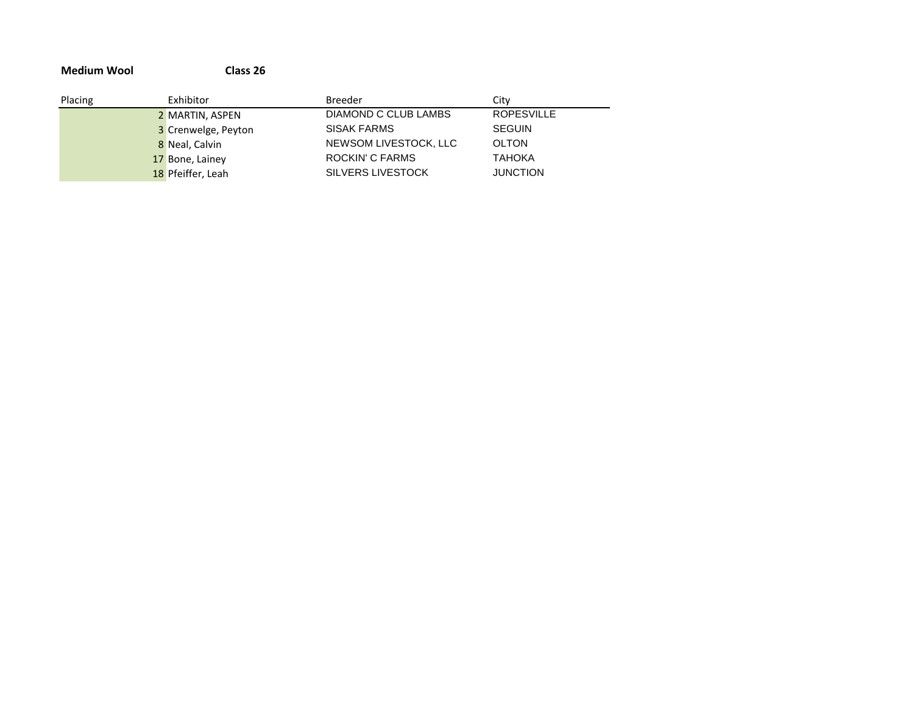**Medium Wool** **Class 26**

| Placing | Exhibitor | Breeder | City |
|---|---|---|---|
| 2 | MARTIN, ASPEN | DIAMOND C CLUB LAMBS | ROPESVILLE |
| 3 | Crenwelge, Peyton | SISAK FARMS | SEGUIN |
| 8 | Neal, Calvin | NEWSOM LIVESTOCK, LLC | OLTON |
| 17 | Bone, Lainey | ROCKIN' C FARMS | TAHOKA |
| 18 | Pfeiffer, Leah | SILVERS LIVESTOCK | JUNCTION |